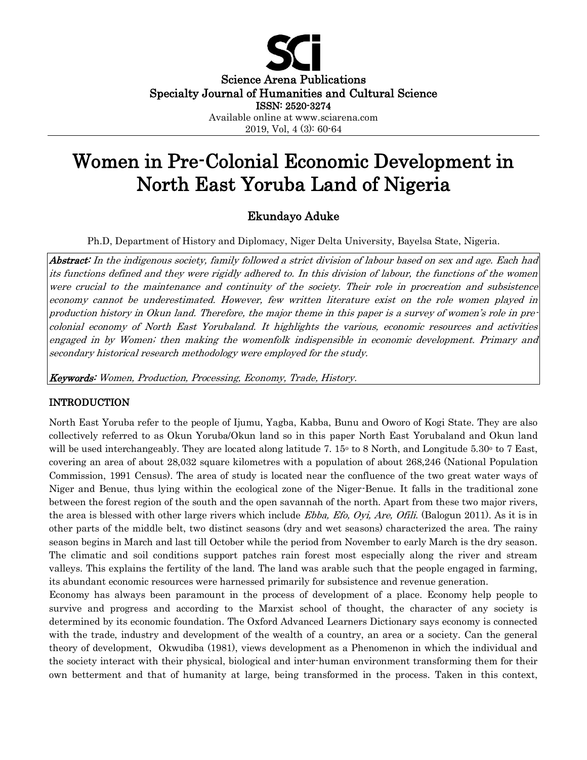Science Arena Publications
Specialty Journal of Humanities and Cultural Science
ISSN: 2520-3274
Available online at www.sciarena.com
2019, Vol, 4 (3): 60-64

# Women in Pre-Colonial Economic Development in North East Yoruba Land of Nigeria

## Ekundayo Aduke

Ph.D, Department of History and Diplomacy, Niger Delta University, Bayelsa State, Nigeria.

***Abstract:*** *In the indigenous society, family followed a strict division of labour based on sex and age. Each had its functions defined and they were rigidly adhered to. In this division of labour, the functions of the women were crucial to the maintenance and continuity of the society. Their role in procreation and subsistence economy cannot be underestimated. However, few written literature exist on the role women played in production history in Okun land. Therefore, the major theme in this paper is a survey of women's role in pre-colonial economy of North East Yorubaland. It highlights the various, economic resources and activities engaged in by Women; then making the womenfolk indispensible in economic development. Primary and secondary historical research methodology were employed for the study.*

***Keywords:*** *Women, Production, Processing, Economy, Trade, History.*

## INTRODUCTION

North East Yoruba refer to the people of Ijumu, Yagba, Kabba, Bunu and Oworo of Kogi State. They are also collectively referred to as Okun Yoruba/Okun land so in this paper North East Yorubaland and Okun land will be used interchangeably. They are located along latitude 7. $15^{o}$ to 8 North, and Longitude $5.30^{o}$ to 7 East, covering an area of about 28,032 square kilometres with a population of about 268,246 (National Population Commission, 1991 Census). The area of study is located near the confluence of the two great water ways of Niger and Benue, thus lying within the ecological zone of the Niger-Benue. It falls in the traditional zone between the forest region of the south and the open savannah of the north. Apart from these two major rivers, the area is blessed with other large rivers which include *Ebba, Efo, Oyi, Are, Ofili*. (Balogun 2011). As it is in other parts of the middle belt, two distinct seasons (dry and wet seasons) characterized the area. The rainy season begins in March and last till October while the period from November to early March is the dry season. The climatic and soil conditions support patches rain forest most especially along the river and stream valleys. This explains the fertility of the land. The land was arable such that the people engaged in farming, its abundant economic resources were harnessed primarily for subsistence and revenue generation.

Economy has always been paramount in the process of development of a place. Economy help people to survive and progress and according to the Marxist school of thought, the character of any society is determined by its economic foundation. The Oxford Advanced Learners Dictionary says economy is connected with the trade, industry and development of the wealth of a country, an area or a society. Can the general theory of development, Okwudiba (1981), views development as a Phenomenon in which the individual and the society interact with their physical, biological and inter-human environment transforming them for their own betterment and that of humanity at large, being transformed in the process. Taken in this context,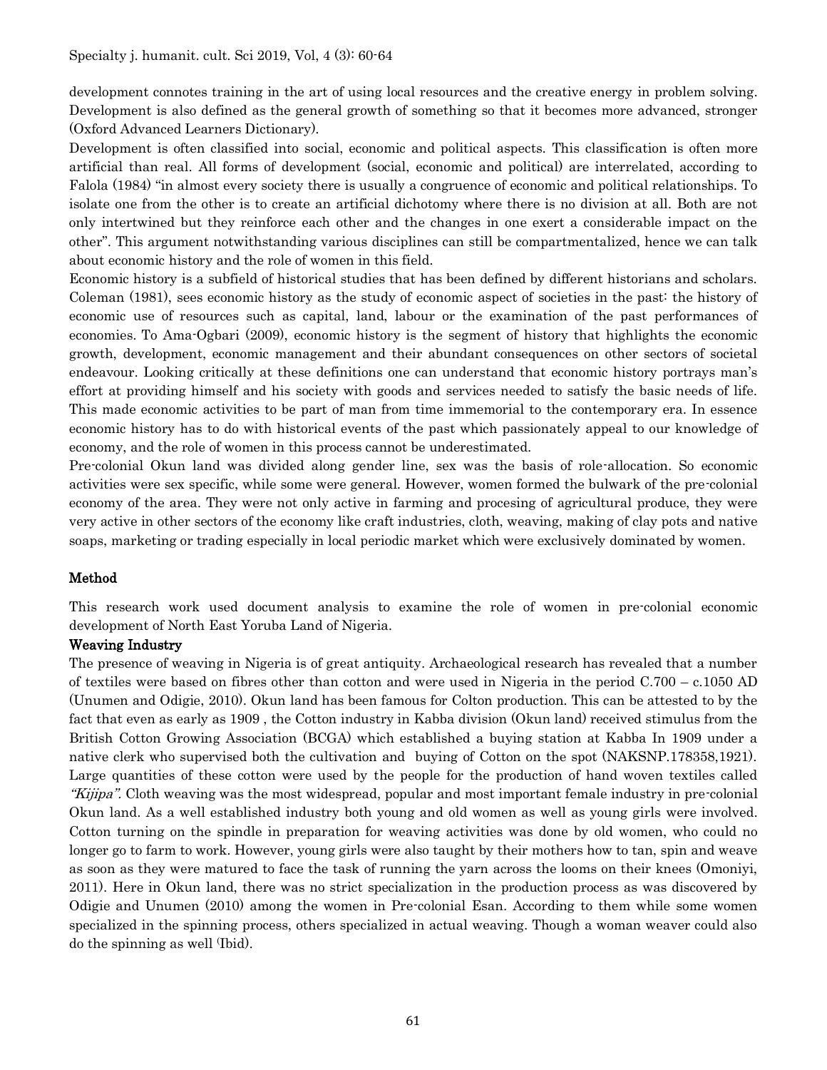development connotes training in the art of using local resources and the creative energy in problem solving. Development is also defined as the general growth of something so that it becomes more advanced, stronger (Oxford Advanced Learners Dictionary).

Development is often classified into social, economic and political aspects. This classification is often more artificial than real. All forms of development (social, economic and political) are interrelated, according to Falola (1984) "in almost every society there is usually a congruence of economic and political relationships. To isolate one from the other is to create an artificial dichotomy where there is no division at all. Both are not only intertwined but they reinforce each other and the changes in one exert a considerable impact on the other". This argument notwithstanding various disciplines can still be compartmentalized, hence we can talk about economic history and the role of women in this field.

Economic history is a subfield of historical studies that has been defined by different historians and scholars. Coleman (1981), sees economic history as the study of economic aspect of societies in the past: the history of economic use of resources such as capital, land, labour or the examination of the past performances of economies. To Ama-Ogbari (2009), economic history is the segment of history that highlights the economic growth, development, economic management and their abundant consequences on other sectors of societal endeavour. Looking critically at these definitions one can understand that economic history portrays man's effort at providing himself and his society with goods and services needed to satisfy the basic needs of life. This made economic activities to be part of man from time immemorial to the contemporary era. In essence economic history has to do with historical events of the past which passionately appeal to our knowledge of economy, and the role of women in this process cannot be underestimated.

Pre-colonial Okun land was divided along gender line, sex was the basis of role-allocation. So economic activities were sex specific, while some were general. However, women formed the bulwark of the pre-colonial economy of the area. They were not only active in farming and procesing of agricultural produce, they were very active in other sectors of the economy like craft industries, cloth, weaving, making of clay pots and native soaps, marketing or trading especially in local periodic market which were exclusively dominated by women.

## Method

This research work used document analysis to examine the role of women in pre-colonial economic development of North East Yoruba Land of Nigeria.

### Weaving Industry

The presence of weaving in Nigeria is of great antiquity. Archaeological research has revealed that a number of textiles were based on fibres other than cotton and were used in Nigeria in the period C.700 – c.1050 AD (Unumen and Odigie, 2010). Okun land has been famous for Colton production. This can be attested to by the fact that even as early as 1909 , the Cotton industry in Kabba division (Okun land) received stimulus from the British Cotton Growing Association (BCGA) which established a buying station at Kabba In 1909 under a native clerk who supervised both the cultivation and buying of Cotton on the spot (NAKSNP.178358,1921). Large quantities of these cotton were used by the people for the production of hand woven textiles called *"Kijipa"*. Cloth weaving was the most widespread, popular and most important female industry in pre-colonial Okun land. As a well established industry both young and old women as well as young girls were involved. Cotton turning on the spindle in preparation for weaving activities was done by old women, who could no longer go to farm to work. However, young girls were also taught by their mothers how to tan, spin and weave as soon as they were matured to face the task of running the yarn across the looms on their knees (Omoniyi, 2011). Here in Okun land, there was no strict specialization in the production process as was discovered by Odigie and Unumen (2010) among the women in Pre-colonial Esan. According to them while some women specialized in the spinning process, others specialized in actual weaving. Though a woman weaver could also do the spinning as well (Ibid).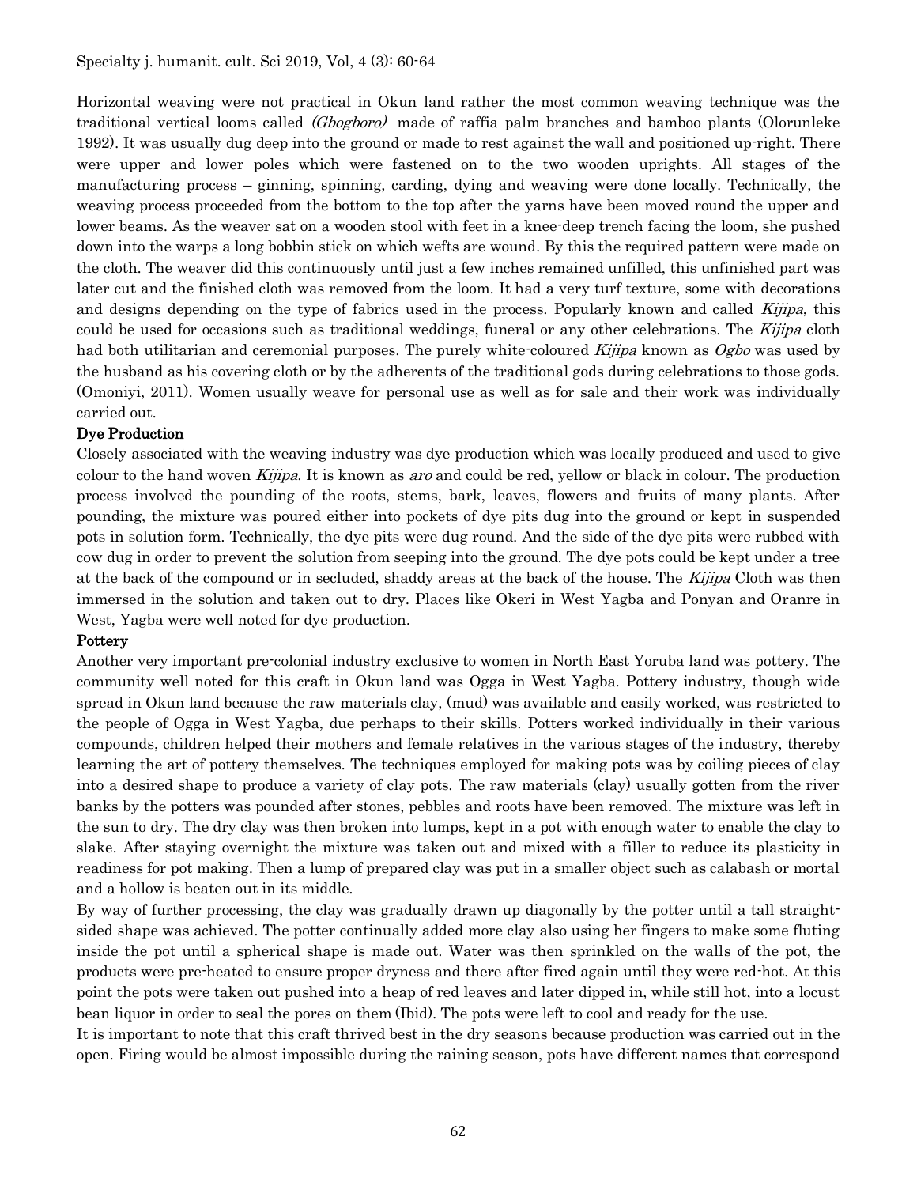Horizontal weaving were not practical in Okun land rather the most common weaving technique was the traditional vertical looms called *(Gbogboro)* made of raffia palm branches and bamboo plants (Olorunleke 1992). It was usually dug deep into the ground or made to rest against the wall and positioned up-right. There were upper and lower poles which were fastened on to the two wooden uprights. All stages of the manufacturing process – ginning, spinning, carding, dying and weaving were done locally. Technically, the weaving process proceeded from the bottom to the top after the yarns have been moved round the upper and lower beams. As the weaver sat on a wooden stool with feet in a knee-deep trench facing the loom, she pushed down into the warps a long bobbin stick on which wefts are wound. By this the required pattern were made on the cloth. The weaver did this continuously until just a few inches remained unfilled, this unfinished part was later cut and the finished cloth was removed from the loom. It had a very turf texture, some with decorations and designs depending on the type of fabrics used in the process. Popularly known and called *Kijipa*, this could be used for occasions such as traditional weddings, funeral or any other celebrations. The *Kijipa* cloth had both utilitarian and ceremonial purposes. The purely white-coloured *Kijipa* known as *Ogbo* was used by the husband as his covering cloth or by the adherents of the traditional gods during celebrations to those gods. (Omoniyi, 2011). Women usually weave for personal use as well as for sale and their work was individually carried out.

### Dye Production

Closely associated with the weaving industry was dye production which was locally produced and used to give colour to the hand woven *Kijipa*. It is known as *aro* and could be red, yellow or black in colour. The production process involved the pounding of the roots, stems, bark, leaves, flowers and fruits of many plants. After pounding, the mixture was poured either into pockets of dye pits dug into the ground or kept in suspended pots in solution form. Technically, the dye pits were dug round. And the side of the dye pits were rubbed with cow dug in order to prevent the solution from seeping into the ground. The dye pots could be kept under a tree at the back of the compound or in secluded, shaddy areas at the back of the house. The *Kijipa* Cloth was then immersed in the solution and taken out to dry. Places like Okeri in West Yagba and Ponyan and Oranre in West, Yagba were well noted for dye production.

### Pottery

Another very important pre-colonial industry exclusive to women in North East Yoruba land was pottery. The community well noted for this craft in Okun land was Ogga in West Yagba. Pottery industry, though wide spread in Okun land because the raw materials clay, (mud) was available and easily worked, was restricted to the people of Ogga in West Yagba, due perhaps to their skills. Potters worked individually in their various compounds, children helped their mothers and female relatives in the various stages of the industry, thereby learning the art of pottery themselves. The techniques employed for making pots was by coiling pieces of clay into a desired shape to produce a variety of clay pots. The raw materials (clay) usually gotten from the river banks by the potters was pounded after stones, pebbles and roots have been removed. The mixture was left in the sun to dry. The dry clay was then broken into lumps, kept in a pot with enough water to enable the clay to slake. After staying overnight the mixture was taken out and mixed with a filler to reduce its plasticity in readiness for pot making. Then a lump of prepared clay was put in a smaller object such as calabash or mortal and a hollow is beaten out in its middle.

By way of further processing, the clay was gradually drawn up diagonally by the potter until a tall straight-sided shape was achieved. The potter continually added more clay also using her fingers to make some fluting inside the pot until a spherical shape is made out. Water was then sprinkled on the walls of the pot, the products were pre-heated to ensure proper dryness and there after fired again until they were red-hot. At this point the pots were taken out pushed into a heap of red leaves and later dipped in, while still hot, into a locust bean liquor in order to seal the pores on them (Ibid). The pots were left to cool and ready for the use.

It is important to note that this craft thrived best in the dry seasons because production was carried out in the open. Firing would be almost impossible during the raining season, pots have different names that correspond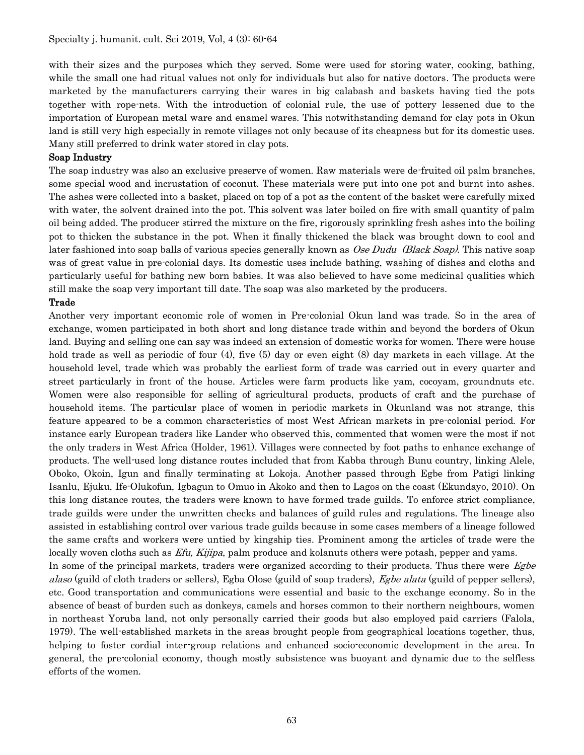with their sizes and the purposes which they served. Some were used for storing water, cooking, bathing, while the small one had ritual values not only for individuals but also for native doctors. The products were marketed by the manufacturers carrying their wares in big calabash and baskets having tied the pots together with rope-nets. With the introduction of colonial rule, the use of pottery lessened due to the importation of European metal ware and enamel wares. This notwithstanding demand for clay pots in Okun land is still very high especially in remote villages not only because of its cheapness but for its domestic uses. Many still preferred to drink water stored in clay pots.

### Soap Industry

The soap industry was also an exclusive preserve of women. Raw materials were de-fruited oil palm branches, some special wood and incrustation of coconut. These materials were put into one pot and burnt into ashes. The ashes were collected into a basket, placed on top of a pot as the content of the basket were carefully mixed with water, the solvent drained into the pot. This solvent was later boiled on fire with small quantity of palm oil being added. The producer stirred the mixture on the fire, rigorously sprinkling fresh ashes into the boiling pot to thicken the substance in the pot. When it finally thickened the black was brought down to cool and later fashioned into soap balls of various species generally known as *Ose Dudu (Black Soap)*. This native soap was of great value in pre-colonial days. Its domestic uses include bathing, washing of dishes and cloths and particularly useful for bathing new born babies. It was also believed to have some medicinal qualities which still make the soap very important till date. The soap was also marketed by the producers.

### Trade

Another very important economic role of women in Pre-colonial Okun land was trade. So in the area of exchange, women participated in both short and long distance trade within and beyond the borders of Okun land. Buying and selling one can say was indeed an extension of domestic works for women. There were house hold trade as well as periodic of four (4), five (5) day or even eight (8) day markets in each village. At the household level, trade which was probably the earliest form of trade was carried out in every quarter and street particularly in front of the house. Articles were farm products like yam, cocoyam, groundnuts etc. Women were also responsible for selling of agricultural products, products of craft and the purchase of household items. The particular place of women in periodic markets in Okunland was not strange, this feature appeared to be a common characteristics of most West African markets in pre-colonial period. For instance early European traders like Lander who observed this, commented that women were the most if not the only traders in West Africa (Holder, 1961). Villages were connected by foot paths to enhance exchange of products. The well-used long distance routes included that from Kabba through Bunu country, linking Alele, Oboko, Okoin, Igun and finally terminating at Lokoja. Another passed through Egbe from Patigi linking Isanlu, Ejuku, Ife-Olukofun, Igbagun to Omuo in Akoko and then to Lagos on the coast (Ekundayo, 2010). On this long distance routes, the traders were known to have formed trade guilds. To enforce strict compliance, trade guilds were under the unwritten checks and balances of guild rules and regulations. The lineage also assisted in establishing control over various trade guilds because in some cases members of a lineage followed the same crafts and workers were untied by kingship ties. Prominent among the articles of trade were the locally woven cloths such as *Efu, Kijipa*, palm produce and kolanuts others were potash, pepper and yams.

In some of the principal markets, traders were organized according to their products. Thus there were *Egbe alaso* (guild of cloth traders or sellers), Egba Olose (guild of soap traders), *Egbe alata* (guild of pepper sellers), etc. Good transportation and communications were essential and basic to the exchange economy. So in the absence of beast of burden such as donkeys, camels and horses common to their northern neighbours, women in northeast Yoruba land, not only personally carried their goods but also employed paid carriers (Falola, 1979). The well-established markets in the areas brought people from geographical locations together, thus, helping to foster cordial inter-group relations and enhanced socio-economic development in the area. In general, the pre-colonial economy, though mostly subsistence was buoyant and dynamic due to the selfless efforts of the women.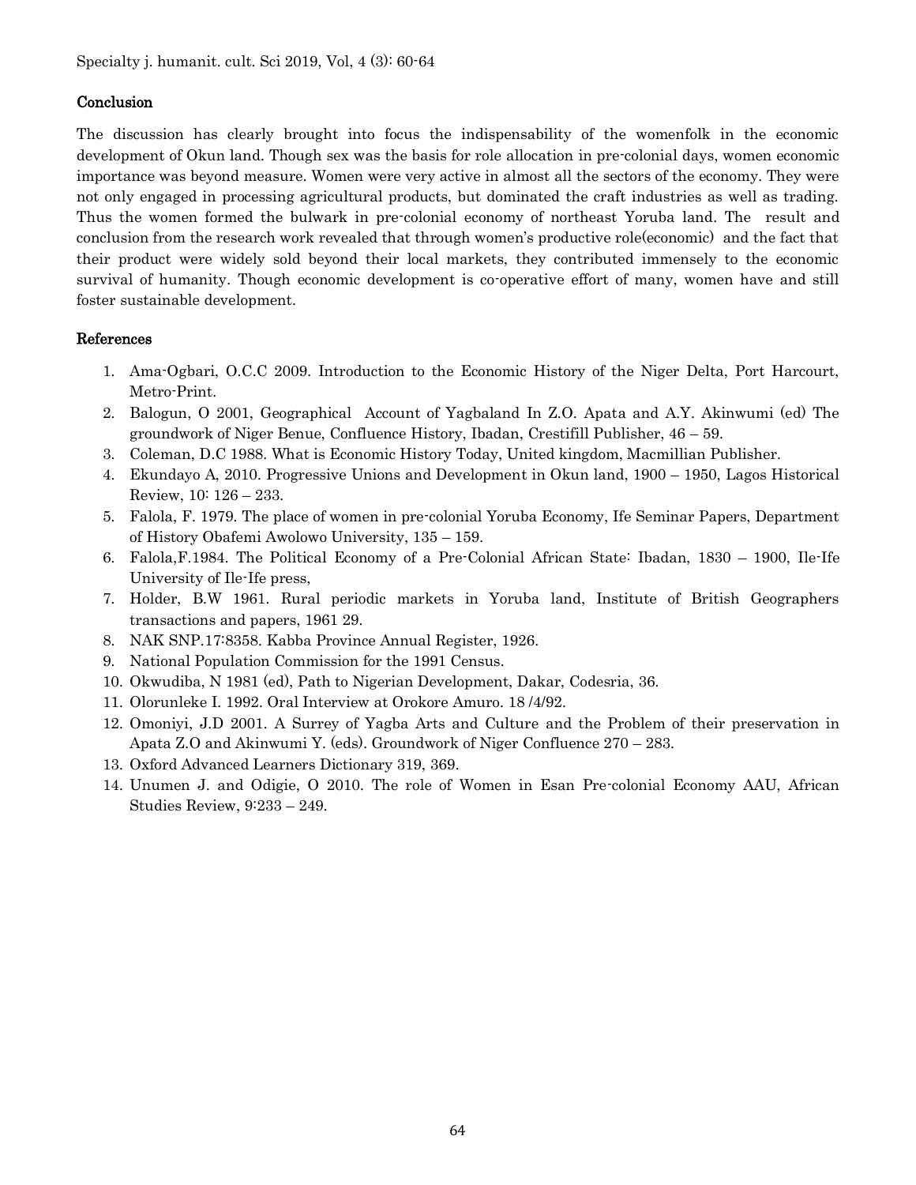## Conclusion

The discussion has clearly brought into focus the indispensability of the womenfolk in the economic development of Okun land. Though sex was the basis for role allocation in pre-colonial days, women economic importance was beyond measure. Women were very active in almost all the sectors of the economy. They were not only engaged in processing agricultural products, but dominated the craft industries as well as trading. Thus the women formed the bulwark in pre-colonial economy of northeast Yoruba land. The result and conclusion from the research work revealed that through women's productive role(economic) and the fact that their product were widely sold beyond their local markets, they contributed immensely to the economic survival of humanity. Though economic development is co-operative effort of many, women have and still foster sustainable development.

## References

1. Ama-Ogbari, O.C.C 2009. Introduction to the Economic History of the Niger Delta, Port Harcourt, Metro-Print.
2. Balogun, O 2001, Geographical Account of Yagbaland In Z.O. Apata and A.Y. Akinwumi (ed) The groundwork of Niger Benue, Confluence History, Ibadan, Crestifill Publisher, 46 – 59.
3. Coleman, D.C 1988. What is Economic History Today, United kingdom, Macmillian Publisher.
4. Ekundayo A, 2010. Progressive Unions and Development in Okun land, 1900 – 1950, Lagos Historical Review, 10: 126 – 233.
5. Falola, F. 1979. The place of women in pre-colonial Yoruba Economy, Ife Seminar Papers, Department of History Obafemi Awolowo University, 135 – 159.
6. Falola,F.1984. The Political Economy of a Pre-Colonial African State: Ibadan, 1830 – 1900, Ile-Ife University of Ile-Ife press,
7. Holder, B.W 1961. Rural periodic markets in Yoruba land, Institute of British Geographers transactions and papers, 1961 29.
8. NAK SNP.17:8358. Kabba Province Annual Register, 1926.
9. National Population Commission for the 1991 Census.
10. Okwudiba, N 1981 (ed), Path to Nigerian Development, Dakar, Codesria, 36.
11. Olorunleke I. 1992. Oral Interview at Orokore Amuro. 18 /4/92.
12. Omoniyi, J.D 2001. A Surrey of Yagba Arts and Culture and the Problem of their preservation in Apata Z.O and Akinwumi Y. (eds). Groundwork of Niger Confluence 270 – 283.
13. Oxford Advanced Learners Dictionary 319, 369.
14. Unumen J. and Odigie, O 2010. The role of Women in Esan Pre-colonial Economy AAU, African Studies Review, 9:233 – 249.